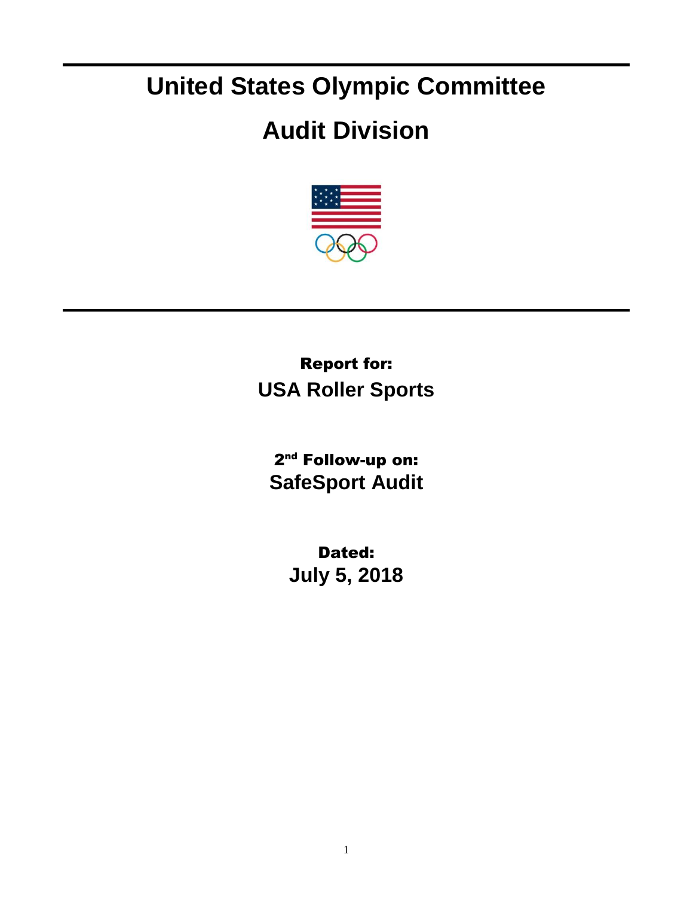# United States Olympic Committee

# Audit Division

**Report for:**

**USA Roller Sports**

**2nd Follow-up on:**

**SafeSport Audit**

**Dated:**

**July 5, 2018**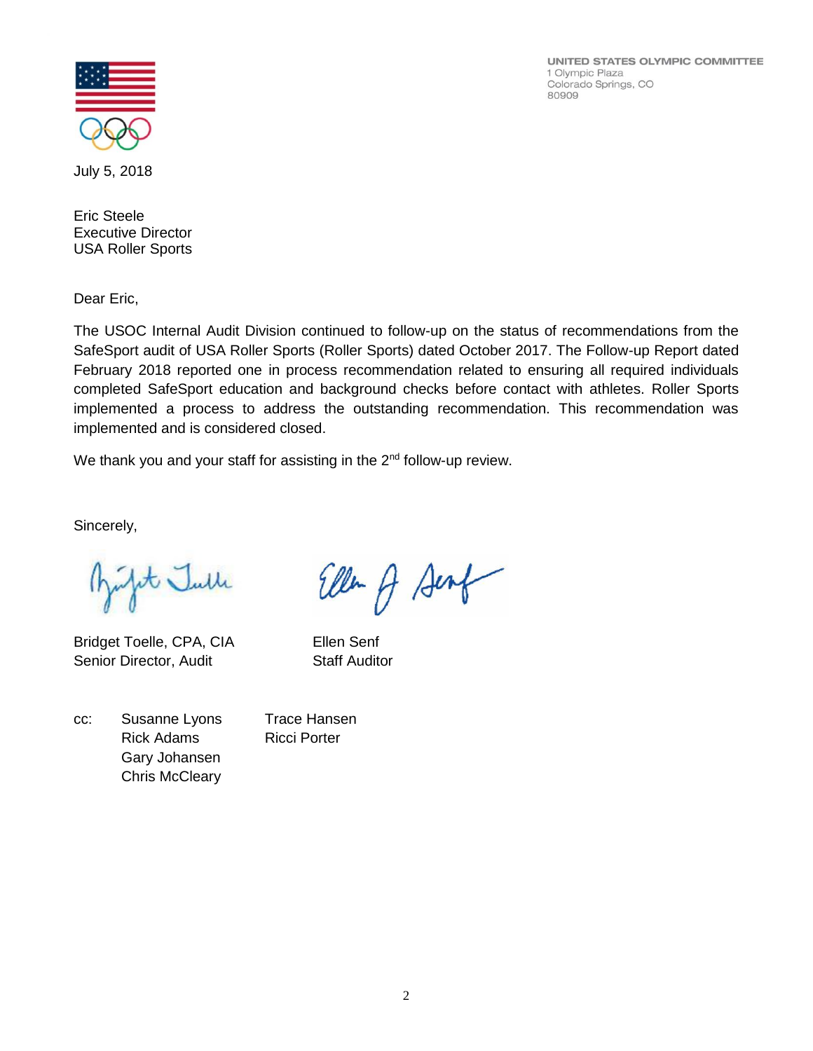UNITED STATES OLYMPIC COMMITTEE
1 Olympic Plaza
Colorado Springs, CO
80909

July 5, 2018

Eric Steele
Executive Director
USA Roller Sports

Dear Eric,

The USOC Internal Audit Division continued to follow-up on the status of recommendations from the SafeSport audit of USA Roller Sports (Roller Sports) dated October 2017. The Follow-up Report dated February 2018 reported one in process recommendation related to ensuring all required individuals completed SafeSport education and background checks before contact with athletes. Roller Sports implemented a process to address the outstanding recommendation. This recommendation was implemented and is considered closed.

We thank you and your staff for assisting in the 2nd follow-up review.

Sincerely,

Bridget Toelle, CPA, CIA
Senior Director, Audit

Ellen Senf
Staff Auditor

cc: Susanne Lyons
Rick Adams
Gary Johansen
Chris McCleary
Trace Hansen
Ricci Porter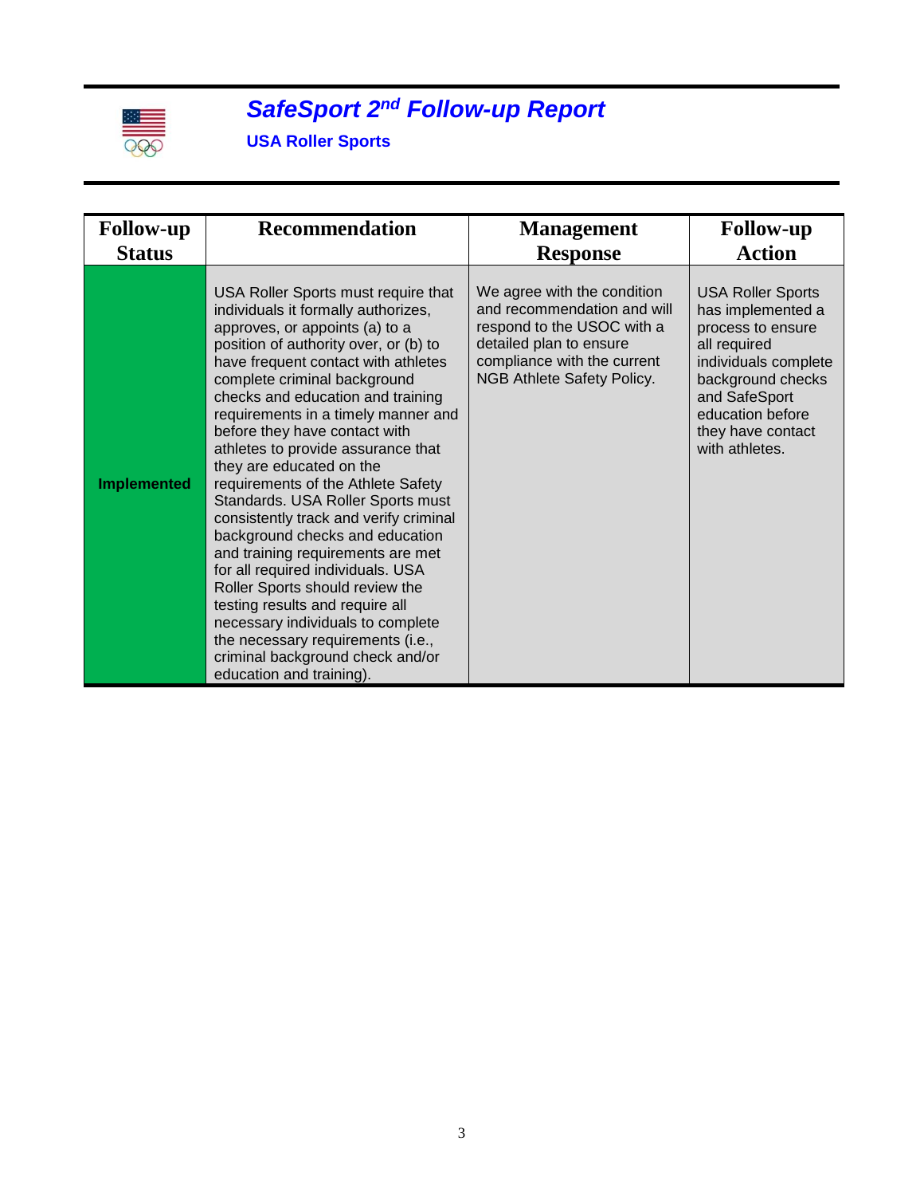# *SafeSport 2nd Follow-up Report*

**USA Roller Sports**

| Follow-up Status | Recommendation | Management Response | Follow-up Action |
|---|---|---|---|
| **Implemented** | USA Roller Sports must require that individuals it formally authorizes, approves, or appoints (a) to a position of authority over, or (b) to have frequent contact with athletes complete criminal background checks and education and training requirements in a timely manner and before they have contact with athletes to provide assurance that they are educated on the requirements of the Athlete Safety Standards. USA Roller Sports must consistently track and verify criminal background checks and education and training requirements are met for all required individuals. USA Roller Sports should review the testing results and require all necessary individuals to complete the necessary requirements (i.e., criminal background check and/or education and training). | We agree with the condition and recommendation and will respond to the USOC with a detailed plan to ensure compliance with the current NGB Athlete Safety Policy. | USA Roller Sports has implemented a process to ensure all required individuals complete background checks and SafeSport education before they have contact with athletes. |